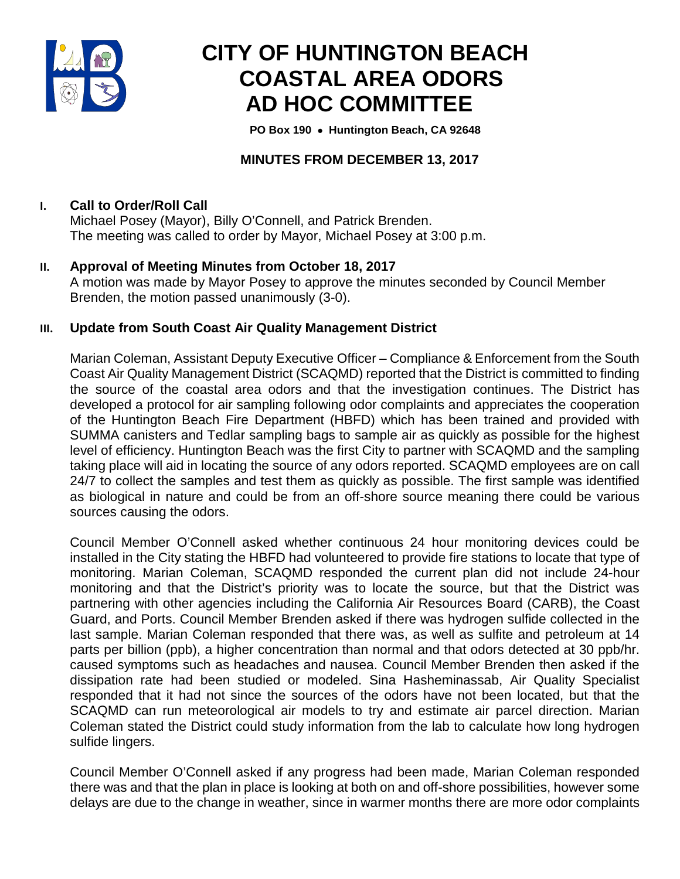# CITY OF HUNTINGTON BEACH COASTAL AREA ODORS AD HOC COMMITTEE

**PO Box 190 • Huntington Beach, CA 92648**

## MINUTES FROM DECEMBER 13, 2017

### I. Call to Order/Roll Call

Michael Posey (Mayor), Billy O'Connell, and Patrick Brenden.
The meeting was called to order by Mayor, Michael Posey at 3:00 p.m.

### II. Approval of Meeting Minutes from October 18, 2017

A motion was made by Mayor Posey to approve the minutes seconded by Council Member Brenden, the motion passed unanimously (3-0).

### III. Update from South Coast Air Quality Management District

Marian Coleman, Assistant Deputy Executive Officer – Compliance & Enforcement from the South Coast Air Quality Management District (SCAQMD) reported that the District is committed to finding the source of the coastal area odors and that the investigation continues. The District has developed a protocol for air sampling following odor complaints and appreciates the cooperation of the Huntington Beach Fire Department (HBFD) which has been trained and provided with SUMMA canisters and Tedlar sampling bags to sample air as quickly as possible for the highest level of efficiency. Huntington Beach was the first City to partner with SCAQMD and the sampling taking place will aid in locating the source of any odors reported. SCAQMD employees are on call 24/7 to collect the samples and test them as quickly as possible. The first sample was identified as biological in nature and could be from an off-shore source meaning there could be various sources causing the odors.

Council Member O'Connell asked whether continuous 24 hour monitoring devices could be installed in the City stating the HBFD had volunteered to provide fire stations to locate that type of monitoring. Marian Coleman, SCAQMD responded the current plan did not include 24-hour monitoring and that the District's priority was to locate the source, but that the District was partnering with other agencies including the California Air Resources Board (CARB), the Coast Guard, and Ports. Council Member Brenden asked if there was hydrogen sulfide collected in the last sample. Marian Coleman responded that there was, as well as sulfite and petroleum at 14 parts per billion (ppb), a higher concentration than normal and that odors detected at 30 ppb/hr. caused symptoms such as headaches and nausea. Council Member Brenden then asked if the dissipation rate had been studied or modeled. Sina Hasheminassab, Air Quality Specialist responded that it had not since the sources of the odors have not been located, but that the SCAQMD can run meteorological air models to try and estimate air parcel direction. Marian Coleman stated the District could study information from the lab to calculate how long hydrogen sulfide lingers.

Council Member O'Connell asked if any progress had been made, Marian Coleman responded there was and that the plan in place is looking at both on and off-shore possibilities, however some delays are due to the change in weather, since in warmer months there are more odor complaints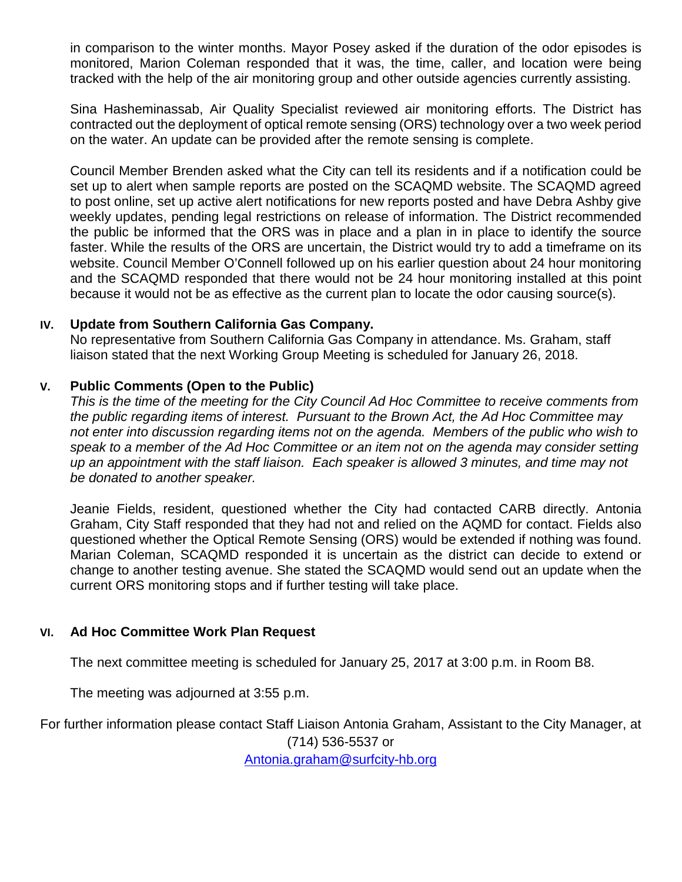in comparison to the winter months. Mayor Posey asked if the duration of the odor episodes is monitored, Marion Coleman responded that it was, the time, caller, and location were being tracked with the help of the air monitoring group and other outside agencies currently assisting.

Sina Hasheminassab, Air Quality Specialist reviewed air monitoring efforts. The District has contracted out the deployment of optical remote sensing (ORS) technology over a two week period on the water. An update can be provided after the remote sensing is complete.

Council Member Brenden asked what the City can tell its residents and if a notification could be set up to alert when sample reports are posted on the SCAQMD website. The SCAQMD agreed to post online, set up active alert notifications for new reports posted and have Debra Ashby give weekly updates, pending legal restrictions on release of information. The District recommended the public be informed that the ORS was in place and a plan in in place to identify the source faster. While the results of the ORS are uncertain, the District would try to add a timeframe on its website. Council Member O'Connell followed up on his earlier question about 24 hour monitoring and the SCAQMD responded that there would not be 24 hour monitoring installed at this point because it would not be as effective as the current plan to locate the odor causing source(s).

## IV. Update from Southern California Gas Company.

No representative from Southern California Gas Company in attendance. Ms. Graham, staff liaison stated that the next Working Group Meeting is scheduled for January 26, 2018.

## V. Public Comments (Open to the Public)

*This is the time of the meeting for the City Council Ad Hoc Committee to receive comments from the public regarding items of interest. Pursuant to the Brown Act, the Ad Hoc Committee may not enter into discussion regarding items not on the agenda. Members of the public who wish to speak to a member of the Ad Hoc Committee or an item not on the agenda may consider setting up an appointment with the staff liaison. Each speaker is allowed 3 minutes, and time may not be donated to another speaker.*

Jeanie Fields, resident, questioned whether the City had contacted CARB directly. Antonia Graham, City Staff responded that they had not and relied on the AQMD for contact. Fields also questioned whether the Optical Remote Sensing (ORS) would be extended if nothing was found. Marian Coleman, SCAQMD responded it is uncertain as the district can decide to extend or change to another testing avenue. She stated the SCAQMD would send out an update when the current ORS monitoring stops and if further testing will take place.

## VI. Ad Hoc Committee Work Plan Request

The next committee meeting is scheduled for January 25, 2017 at 3:00 p.m. in Room B8.

The meeting was adjourned at 3:55 p.m.

For further information please contact Staff Liaison Antonia Graham, Assistant to the City Manager, at (714) 536-5537 or Antonia.graham@surfcity-hb.org